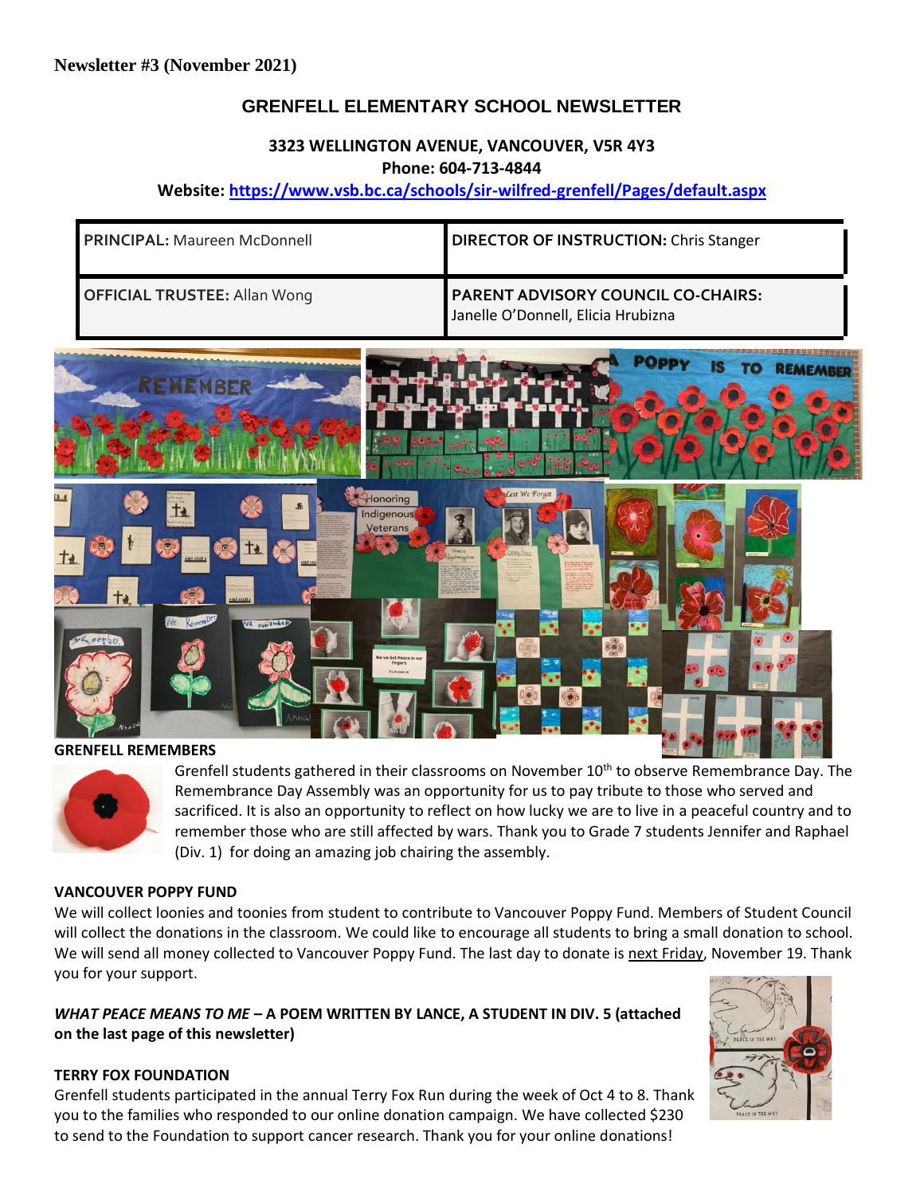**Newsletter #3 (November 2021)**

# GRENFELL ELEMENTARY SCHOOL NEWSLETTER

**3323 WELLINGTON AVENUE, VANCOUVER, V5R 4Y3**
**Phone: 604-713-4844**
**Website: https://www.vsb.bc.ca/schools/sir-wilfred-grenfell/Pages/default.aspx**

| | |
|---|---|
| **PRINCIPAL:** Maureen McDonnell | **DIRECTOR OF INSTRUCTION:** Chris Stanger |
| **OFFICIAL TRUSTEE:** Allan Wong | **PARENT ADVISORY COUNCIL CO-CHAIRS:** Janelle O'Donnell, Elicia Hrubizna |

**GRENFELL REMEMBERS**

Grenfell students gathered in their classrooms on November 10th to observe Remembrance Day. The Remembrance Day Assembly was an opportunity for us to pay tribute to those who served and sacrificed. It is also an opportunity to reflect on how lucky we are to live in a peaceful country and to remember those who are still affected by wars. Thank you to Grade 7 students Jennifer and Raphael (Div. 1) for doing an amazing job chairing the assembly.

**VANCOUVER POPPY FUND**

We will collect loonies and toonies from student to contribute to Vancouver Poppy Fund. Members of Student Council will collect the donations in the classroom. We could like to encourage all students to bring a small donation to school. We will send all money collected to Vancouver Poppy Fund. The last day to donate is next Friday, November 19. Thank you for your support.

***WHAT PEACE MEANS TO ME* – A POEM WRITTEN BY LANCE, A STUDENT IN DIV. 5 (attached on the last page of this newsletter)**

**TERRY FOX FOUNDATION**

Grenfell students participated in the annual Terry Fox Run during the week of Oct 4 to 8. Thank you to the families who responded to our online donation campaign. We have collected $230 to send to the Foundation to support cancer research. Thank you for your online donations!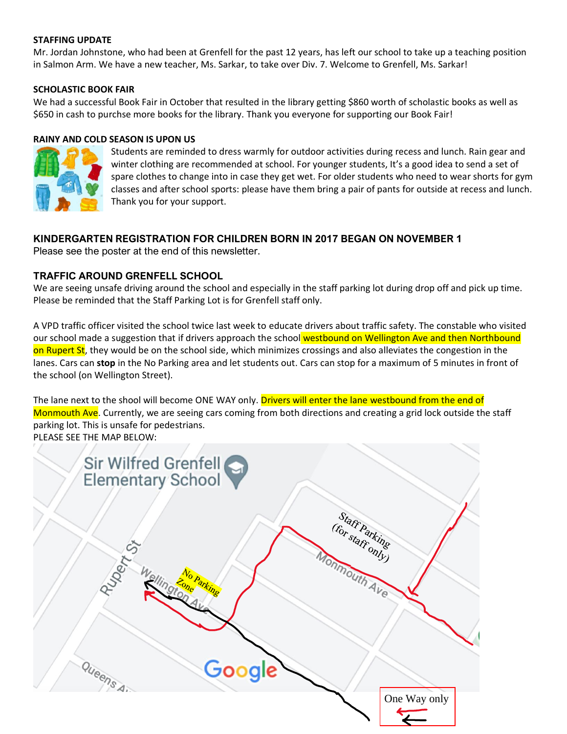**STAFFING UPDATE**

Mr. Jordan Johnstone, who had been at Grenfell for the past 12 years, has left our school to take up a teaching position in Salmon Arm. We have a new teacher, Ms. Sarkar, to take over Div. 7. Welcome to Grenfell, Ms. Sarkar!

**SCHOLASTIC BOOK FAIR**

We had a successful Book Fair in October that resulted in the library getting $860 worth of scholastic books as well as $650 in cash to purchse more books for the library. Thank you everyone for supporting our Book Fair!

**RAINY AND COLD SEASON IS UPON US**

Students are reminded to dress warmly for outdoor activities during recess and lunch. Rain gear and winter clothing are recommended at school. For younger students, It's a good idea to send a set of spare clothes to change into in case they get wet. For older students who need to wear shorts for gym classes and after school sports: please have them bring a pair of pants for outside at recess and lunch. Thank you for your support.

**KINDERGARTEN REGISTRATION FOR CHILDREN BORN IN 2017 BEGAN ON NOVEMBER 1**

Please see the poster at the end of this newsletter.

**TRAFFIC AROUND GRENFELL SCHOOL**

We are seeing unsafe driving around the school and especially in the staff parking lot during drop off and pick up time. Please be reminded that the Staff Parking Lot is for Grenfell staff only.

A VPD traffic officer visited the school twice last week to educate drivers about traffic safety. The constable who visited our school made a suggestion that if drivers approach the school westbound on Wellington Ave and then Northbound on Rupert St, they would be on the school side, which minimizes crossings and also alleviates the congestion in the lanes. Cars can **stop** in the No Parking area and let students out. Cars can stop for a maximum of 5 minutes in front of the school (on Wellington Street).

The lane next to the shool will become ONE WAY only. Drivers will enter the lane westbound from the end of Monmouth Ave. Currently, we are seeing cars coming from both directions and creating a grid lock outside the staff parking lot. This is unsafe for pedestrians.

PLEASE SEE THE MAP BELOW:

Sir Wilfred Grenfell Elementary School

Staff Parking (for staff only)

Monmouth Ave

Rupert St

Wellington Ave

No Parking Zone

Queens Ave

One Way only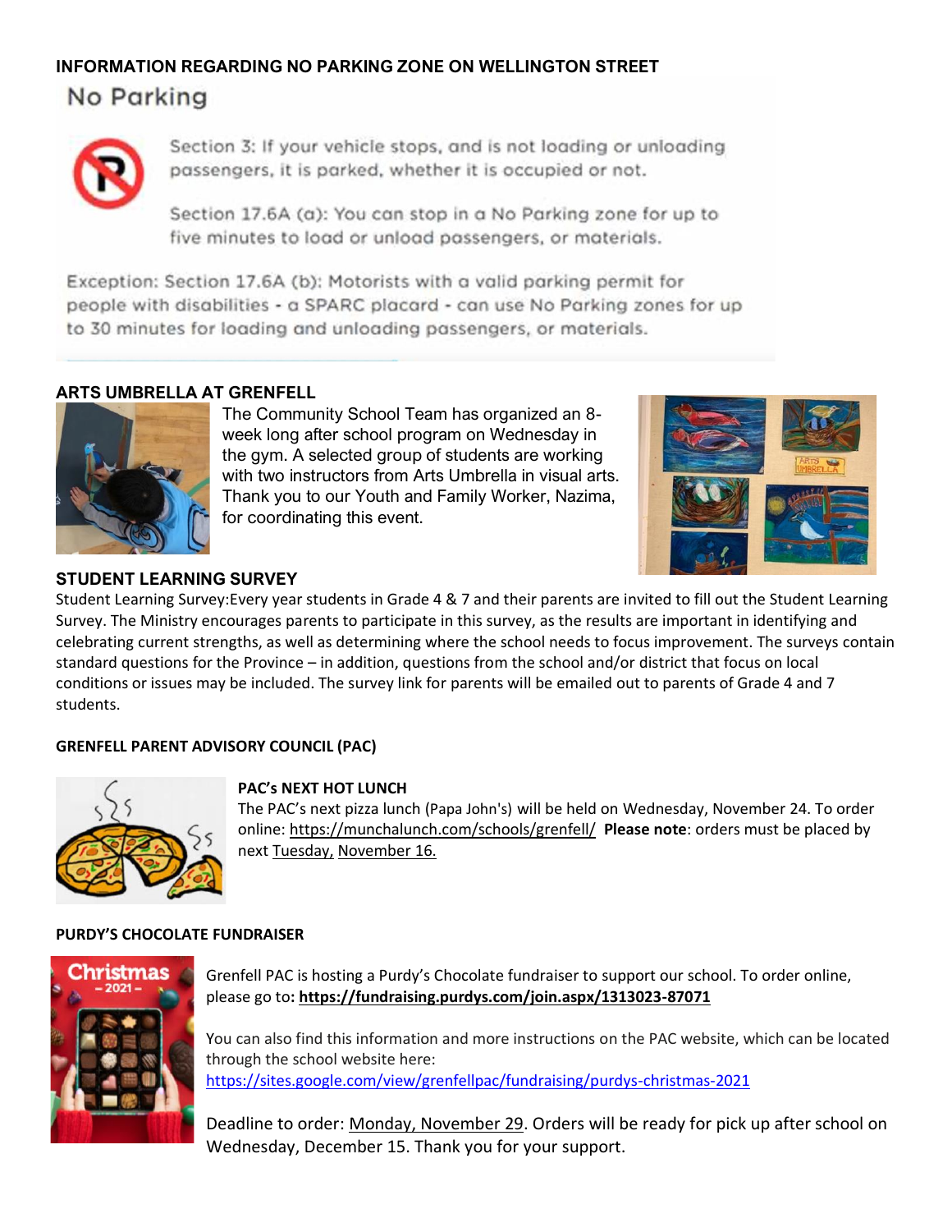## INFORMATION REGARDING NO PARKING ZONE ON WELLINGTON STREET

### No Parking

Section 3: If your vehicle stops, and is not loading or unloading passengers, it is parked, whether it is occupied or not.

Section 17.6A (a): You can stop in a No Parking zone for up to five minutes to load or unload passengers, or materials.

Exception: Section 17.6A (b): Motorists with a valid parking permit for people with disabilities - a SPARC placard - can use No Parking zones for up to 30 minutes for loading and unloading passengers, or materials.

## ARTS UMBRELLA AT GRENFELL

The Community School Team has organized an 8-week long after school program on Wednesday in the gym. A selected group of students are working with two instructors from Arts Umbrella in visual arts. Thank you to our Youth and Family Worker, Nazima, for coordinating this event.

## STUDENT LEARNING SURVEY

Student Learning Survey:Every year students in Grade 4 & 7 and their parents are invited to fill out the Student Learning Survey. The Ministry encourages parents to participate in this survey, as the results are important in identifying and celebrating current strengths, as well as determining where the school needs to focus improvement. The surveys contain standard questions for the Province – in addition, questions from the school and/or district that focus on local conditions or issues may be included. The survey link for parents will be emailed out to parents of Grade 4 and 7 students.

## GRENFELL PARENT ADVISORY COUNCIL (PAC)

### PAC's NEXT HOT LUNCH

The PAC's next pizza lunch (Papa John's) will be held on Wednesday, November 24. To order online: https://munchalunch.com/schools/grenfell/ **Please note**: orders must be placed by next Tuesday, November 16.

## PURDY'S CHOCOLATE FUNDRAISER

Grenfell PAC is hosting a Purdy's Chocolate fundraiser to support our school. To order online, please go to: **https://fundraising.purdys.com/join.aspx/1313023-87071**

You can also find this information and more instructions on the PAC website, which can be located through the school website here:
https://sites.google.com/view/grenfellpac/fundraising/purdys-christmas-2021

Deadline to order: Monday, November 29. Orders will be ready for pick up after school on Wednesday, December 15. Thank you for your support.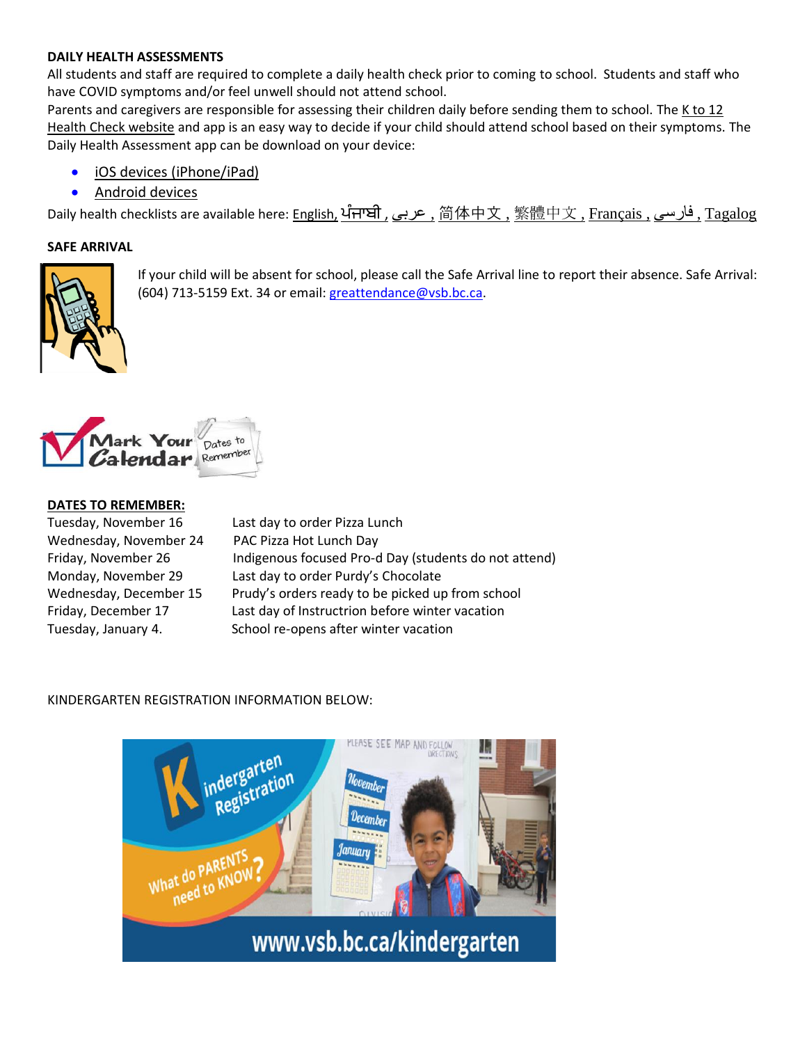**DAILY HEALTH ASSESSMENTS**

All students and staff are required to complete a daily health check prior to coming to school. Students and staff who have COVID symptoms and/or feel unwell should not attend school.

Parents and caregivers are responsible for assessing their children daily before sending them to school. The K to 12 Health Check website and app is an easy way to decide if your child should attend school based on their symptoms. The Daily Health Assessment app can be download on your device:

- iOS devices (iPhone/iPad)
- Android devices

Daily health checklists are available here: English, ਪੰਜਾਬੀ , عربى , 简体中文 , 繁體中文 , Français , فارسی , Tagalog

**SAFE ARRIVAL**

If your child will be absent for school, please call the Safe Arrival line to report their absence. Safe Arrival: (604) 713-5159 Ext. 34 or email: greattendance@vsb.bc.ca.

Mark Your Calendar — Dates to Remember

**DATES TO REMEMBER:**

| | |
|---|---|
| Tuesday, November 16 | Last day to order Pizza Lunch |
| Wednesday, November 24 | PAC Pizza Hot Lunch Day |
| Friday, November 26 | Indigenous focused Pro-d Day (students do not attend) |
| Monday, November 29 | Last day to order Purdy's Chocolate |
| Wednesday, December 15 | Prudy's orders ready to be picked up from school |
| Friday, December 17 | Last day of Instructrion before winter vacation |
| Tuesday, January 4. | School re-opens after winter vacation |

KINDERGARTEN REGISTRATION INFORMATION BELOW:

Kindergarten Registration — What do PARENTS need to KNOW?

www.vsb.bc.ca/kindergarten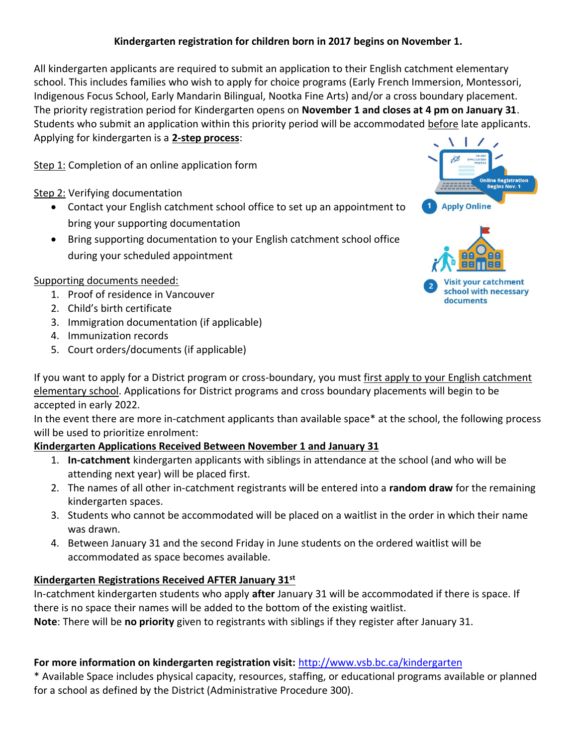**Kindergarten registration for children born in 2017 begins on November 1.**

All kindergarten applicants are required to submit an application to their English catchment elementary school. This includes families who wish to apply for choice programs (Early French Immersion, Montessori, Indigenous Focus School, Early Mandarin Bilingual, Nootka Fine Arts) and/or a cross boundary placement. The priority registration period for Kindergarten opens on **November 1 and closes at 4 pm on January 31**. Students who submit an application within this priority period will be accommodated before late applicants. Applying for kindergarten is a **2-step process**:

Step 1: Completion of an online application form

Step 2: Verifying documentation

- Contact your English catchment school office to set up an appointment to bring your supporting documentation
- Bring supporting documentation to your English catchment school office during your scheduled appointment

Supporting documents needed:

1. Proof of residence in Vancouver
2. Child's birth certificate
3. Immigration documentation (if applicable)
4. Immunization records
5. Court orders/documents (if applicable)

Online Registration Begins Nov. 1

1 Apply Online

2 Visit your catchment school with necessary documents

If you want to apply for a District program or cross-boundary, you must first apply to your English catchment elementary school. Applications for District programs and cross boundary placements will begin to be accepted in early 2022.

In the event there are more in-catchment applicants than available space* at the school, the following process will be used to prioritize enrolment:

**Kindergarten Applications Received Between November 1 and January 31**

1. **In-catchment** kindergarten applicants with siblings in attendance at the school (and who will be attending next year) will be placed first.
2. The names of all other in-catchment registrants will be entered into a **random draw** for the remaining kindergarten spaces.
3. Students who cannot be accommodated will be placed on a waitlist in the order in which their name was drawn.
4. Between January 31 and the second Friday in June students on the ordered waitlist will be accommodated as space becomes available.

**Kindergarten Registrations Received AFTER January 31st**

In-catchment kindergarten students who apply **after** January 31 will be accommodated if there is space. If there is no space their names will be added to the bottom of the existing waitlist.

**Note**: There will be **no priority** given to registrants with siblings if they register after January 31.

**For more information on kindergarten registration visit:** http://www.vsb.bc.ca/kindergarten

* Available Space includes physical capacity, resources, staffing, or educational programs available or planned for a school as defined by the District (Administrative Procedure 300).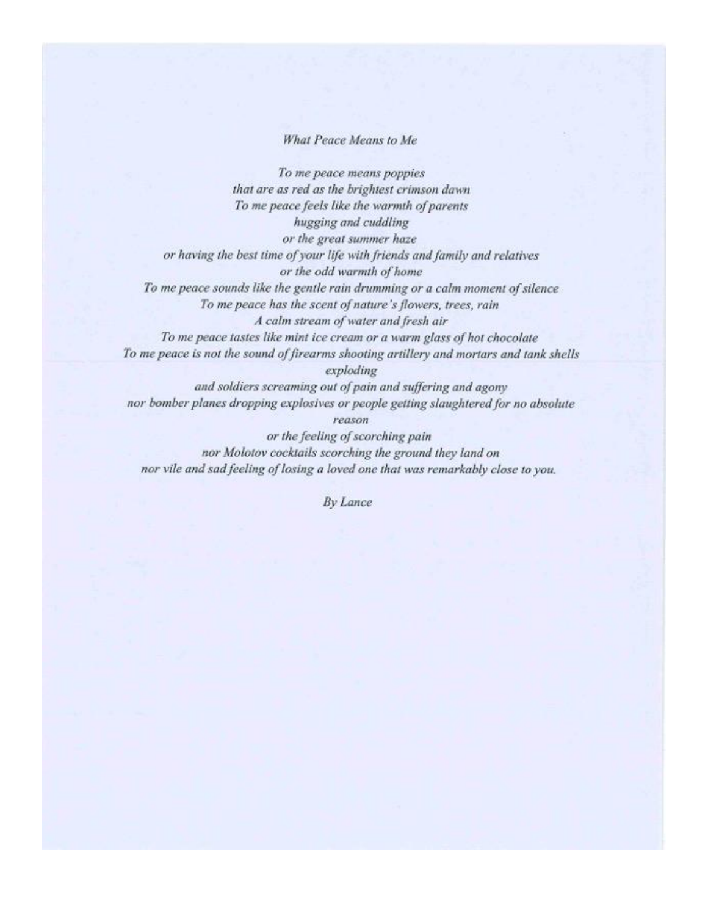*What Peace Means to Me*

*To me peace means poppies*
*that are as red as the brightest crimson dawn*
*To me peace feels like the warmth of parents*
*hugging and cuddling*
*or the great summer haze*
*or having the best time of your life with friends and family and relatives*
*or the odd warmth of home*
*To me peace sounds like the gentle rain drumming or a calm moment of silence*
*To me peace has the scent of nature's flowers, trees, rain*
*A calm stream of water and fresh air*
*To me peace tastes like mint ice cream or a warm glass of hot chocolate*
*To me peace is not the sound of firearms shooting artillery and mortars and tank shells exploding*
*and soldiers screaming out of pain and suffering and agony*
*nor bomber planes dropping explosives or people getting slaughtered for no absolute reason*
*or the feeling of scorching pain*
*nor Molotov cocktails scorching the ground they land on*
*nor vile and sad feeling of losing a loved one that was remarkably close to you.*

*By Lance*